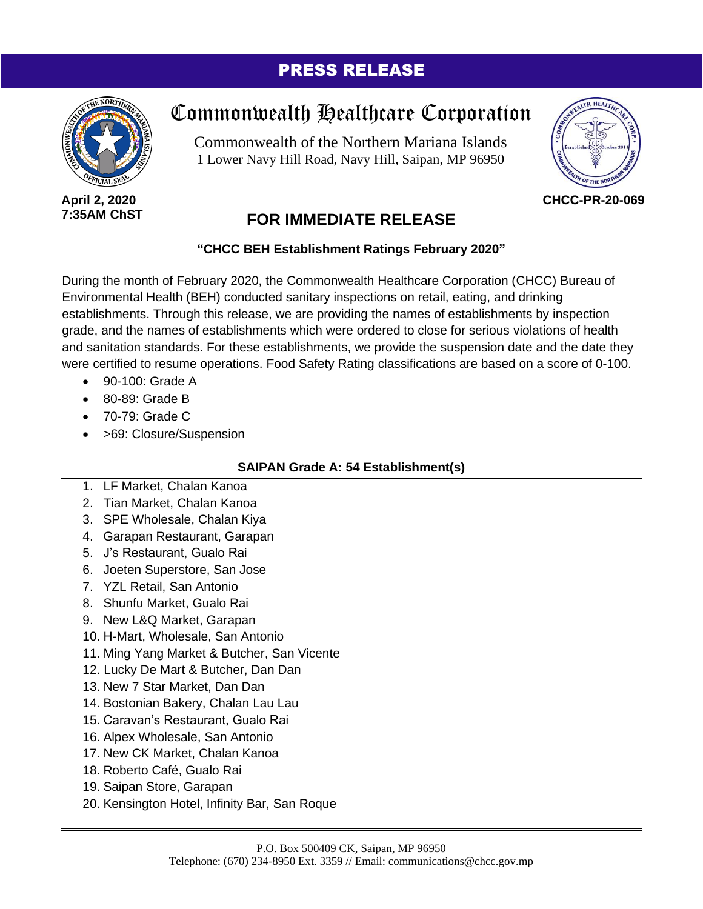PRESS RELEASE

# Commonwealth Healthcare Corporation

Commonwealth of the Northern Mariana Islands
1 Lower Navy Hill Road, Navy Hill, Saipan, MP 96950

**April 2, 2020**
**7:35AM ChST**

**CHCC-PR-20-069**

## FOR IMMEDIATE RELEASE

**"CHCC BEH Establishment Ratings February 2020"**

During the month of February 2020, the Commonwealth Healthcare Corporation (CHCC) Bureau of Environmental Health (BEH) conducted sanitary inspections on retail, eating, and drinking establishments. Through this release, we are providing the names of establishments by inspection grade, and the names of establishments which were ordered to close for serious violations of health and sanitation standards. For these establishments, we provide the suspension date and the date they were certified to resume operations. Food Safety Rating classifications are based on a score of 0-100.

- 90-100: Grade A
- 80-89: Grade B
- 70-79: Grade C
- >69: Closure/Suspension

**SAIPAN Grade A: 54 Establishment(s)**

1. LF Market, Chalan Kanoa
2. Tian Market, Chalan Kanoa
3. SPE Wholesale, Chalan Kiya
4. Garapan Restaurant, Garapan
5. J's Restaurant, Gualo Rai
6. Joeten Superstore, San Jose
7. YZL Retail, San Antonio
8. Shunfu Market, Gualo Rai
9. New L&Q Market, Garapan
10. H-Mart, Wholesale, San Antonio
11. Ming Yang Market & Butcher, San Vicente
12. Lucky De Mart & Butcher, Dan Dan
13. New 7 Star Market, Dan Dan
14. Bostonian Bakery, Chalan Lau Lau
15. Caravan's Restaurant, Gualo Rai
16. Alpex Wholesale, San Antonio
17. New CK Market, Chalan Kanoa
18. Roberto Café, Gualo Rai
19. Saipan Store, Garapan
20. Kensington Hotel, Infinity Bar, San Roque

P.O. Box 500409 CK, Saipan, MP 96950
Telephone: (670) 234-8950 Ext. 3359 // Email: communications@chcc.gov.mp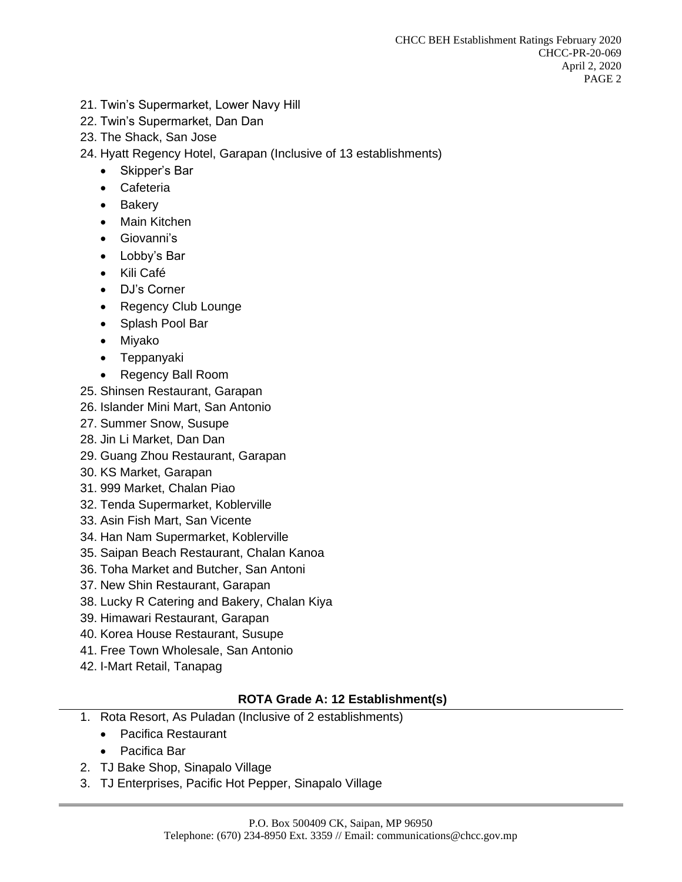21. Twin's Supermarket, Lower Navy Hill
22. Twin's Supermarket, Dan Dan
23. The Shack, San Jose
24. Hyatt Regency Hotel, Garapan (Inclusive of 13 establishments)
    - Skipper's Bar
    - Cafeteria
    - Bakery
    - Main Kitchen
    - Giovanni's
    - Lobby's Bar
    - Kili Café
    - DJ's Corner
    - Regency Club Lounge
    - Splash Pool Bar
    - Miyako
    - Teppanyaki
    - Regency Ball Room
25. Shinsen Restaurant, Garapan
26. Islander Mini Mart, San Antonio
27. Summer Snow, Susupe
28. Jin Li Market, Dan Dan
29. Guang Zhou Restaurant, Garapan
30. KS Market, Garapan
31. 999 Market, Chalan Piao
32. Tenda Supermarket, Koblerville
33. Asin Fish Mart, San Vicente
34. Han Nam Supermarket, Koblerville
35. Saipan Beach Restaurant, Chalan Kanoa
36. Toha Market and Butcher, San Antoni
37. New Shin Restaurant, Garapan
38. Lucky R Catering and Bakery, Chalan Kiya
39. Himawari Restaurant, Garapan
40. Korea House Restaurant, Susupe
41. Free Town Wholesale, San Antonio
42. I-Mart Retail, Tanapag

## ROTA Grade A: 12 Establishment(s)

1. Rota Resort, As Puladan (Inclusive of 2 establishments)
    - Pacifica Restaurant
    - Pacifica Bar
2. TJ Bake Shop, Sinapalo Village
3. TJ Enterprises, Pacific Hot Pepper, Sinapalo Village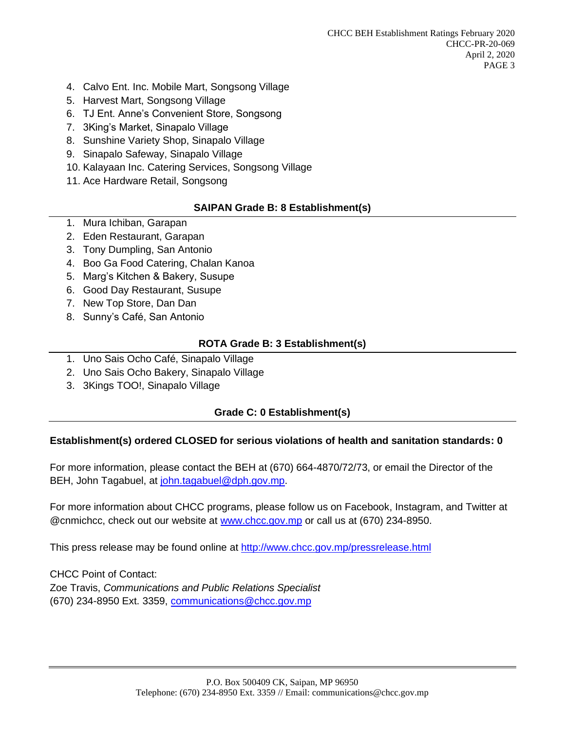4. Calvo Ent. Inc. Mobile Mart, Songsong Village
5. Harvest Mart, Songsong Village
6. TJ Ent. Anne's Convenient Store, Songsong
7. 3King's Market, Sinapalo Village
8. Sunshine Variety Shop, Sinapalo Village
9. Sinapalo Safeway, Sinapalo Village
10. Kalayaan Inc. Catering Services, Songsong Village
11. Ace Hardware Retail, Songsong

**SAIPAN Grade B: 8 Establishment(s)**

1. Mura Ichiban, Garapan
2. Eden Restaurant, Garapan
3. Tony Dumpling, San Antonio
4. Boo Ga Food Catering, Chalan Kanoa
5. Marg's Kitchen & Bakery, Susupe
6. Good Day Restaurant, Susupe
7. New Top Store, Dan Dan
8. Sunny's Café, San Antonio

**ROTA Grade B: 3 Establishment(s)**

1. Uno Sais Ocho Café, Sinapalo Village
2. Uno Sais Ocho Bakery, Sinapalo Village
3. 3Kings TOO!, Sinapalo Village

**Grade C: 0 Establishment(s)**

**Establishment(s) ordered CLOSED for serious violations of health and sanitation standards: 0**

For more information, please contact the BEH at (670) 664-4870/72/73, or email the Director of the BEH, John Tagabuel, at john.tagabuel@dph.gov.mp.

For more information about CHCC programs, please follow us on Facebook, Instagram, and Twitter at @cnmichcc, check out our website at www.chcc.gov.mp or call us at (670) 234-8950.

This press release may be found online at http://www.chcc.gov.mp/pressrelease.html

CHCC Point of Contact:
Zoe Travis, *Communications and Public Relations Specialist*
(670) 234-8950 Ext. 3359, communications@chcc.gov.mp